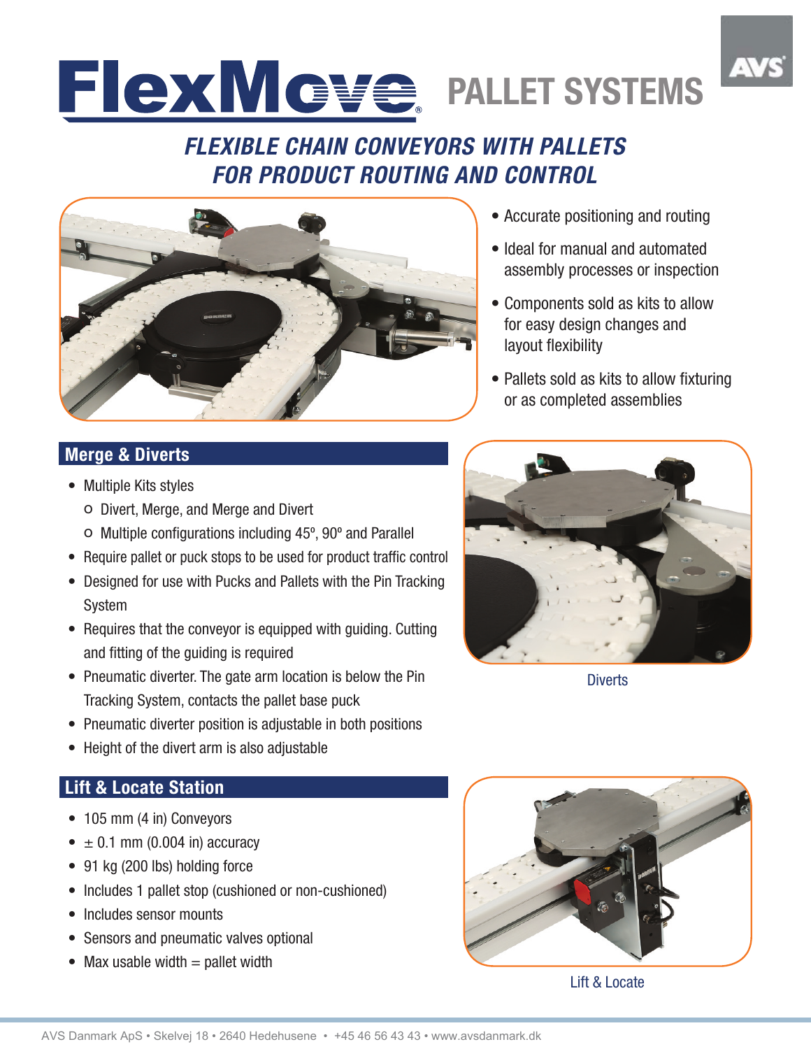# FlexMove® PALLET SYSTEMS

## *FLEXIBLE CHAIN CONVEYORS WITH PALLETS FOR PRODUCT ROUTING AND CONTROL*

- Accurate positioning and routing
- Ideal for manual and automated assembly processes or inspection
- Components sold as kits to allow for easy design changes and layout flexibility
- Pallets sold as kits to allow fixturing or as completed assemblies

## Merge & Diverts

- Multiple Kits styles
  - Divert, Merge, and Merge and Divert
  - Multiple configurations including 45º, 90º and Parallel
- Require pallet or puck stops to be used for product traffic control
- Designed for use with Pucks and Pallets with the Pin Tracking System
- Requires that the conveyor is equipped with guiding. Cutting and fitting of the guiding is required
- Pneumatic diverter. The gate arm location is below the Pin Tracking System, contacts the pallet base puck
- Pneumatic diverter position is adjustable in both positions
- Height of the divert arm is also adjustable

Diverts

## Lift & Locate Station

- 105 mm (4 in) Conveyors
- ± 0.1 mm (0.004 in) accuracy
- 91 kg (200 lbs) holding force
- Includes 1 pallet stop (cushioned or non-cushioned)
- Includes sensor mounts
- Sensors and pneumatic valves optional
- Max usable width = pallet width

Lift & Locate

AVS Danmark ApS • Skelvej 18 • 2640 Hedehusene • +45 46 56 43 43 • www.avsdanmark.dk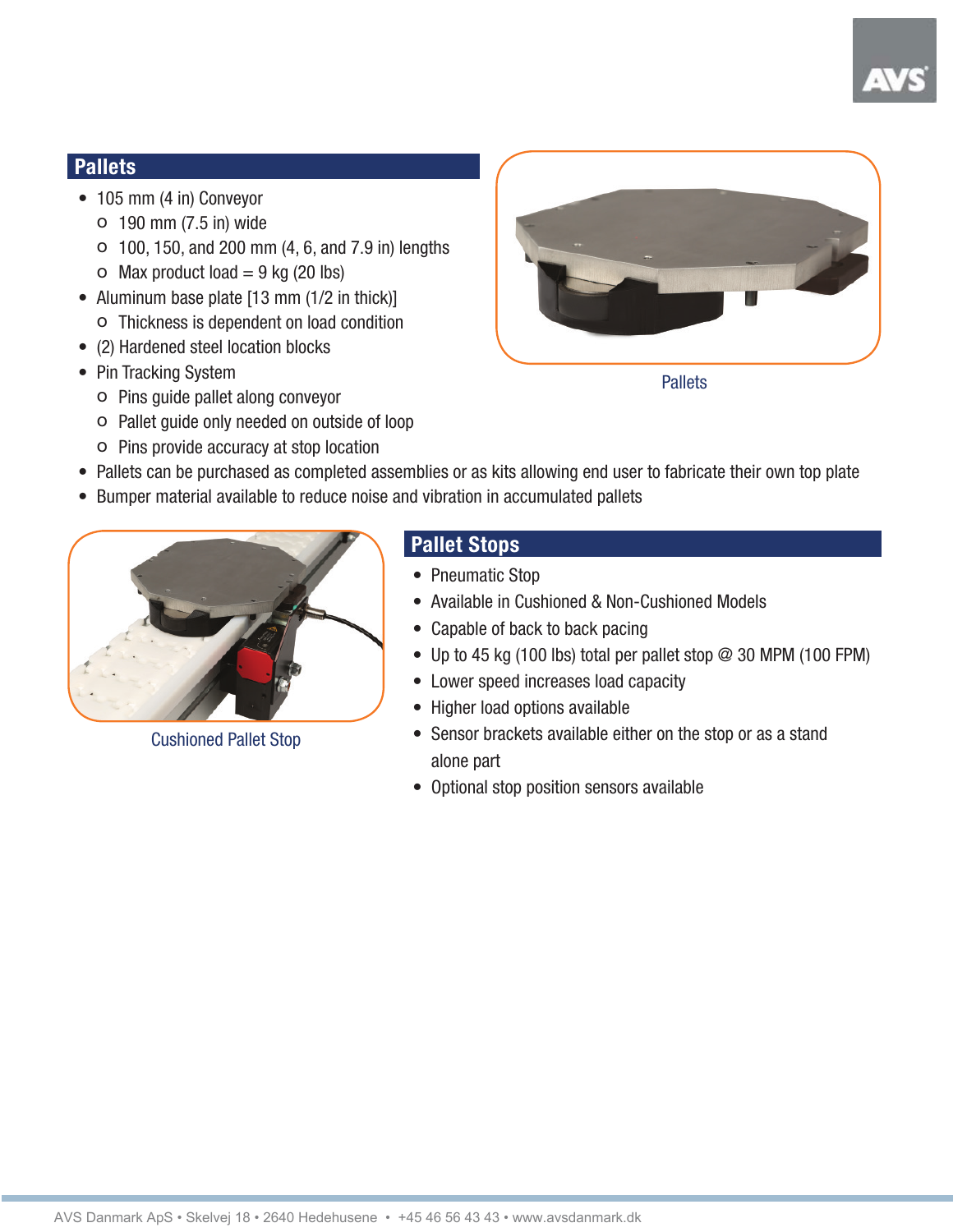## Pallets

- 105 mm (4 in) Conveyor
  - 190 mm (7.5 in) wide
  - 100, 150, and 200 mm (4, 6, and 7.9 in) lengths
  - Max product load = 9 kg (20 lbs)
- Aluminum base plate [13 mm (1/2 in thick)]
  - Thickness is dependent on load condition
- (2) Hardened steel location blocks
- Pin Tracking System
  - Pins guide pallet along conveyor
  - Pallet guide only needed on outside of loop
  - Pins provide accuracy at stop location
- Pallets can be purchased as completed assemblies or as kits allowing end user to fabricate their own top plate
- Bumper material available to reduce noise and vibration in accumulated pallets

Pallets

Cushioned Pallet Stop

## Pallet Stops

- Pneumatic Stop
- Available in Cushioned & Non-Cushioned Models
- Capable of back to back pacing
- Up to 45 kg (100 lbs) total per pallet stop @ 30 MPM (100 FPM)
- Lower speed increases load capacity
- Higher load options available
- Sensor brackets available either on the stop or as a stand alone part
- Optional stop position sensors available

AVS Danmark ApS • Skelvej 18 • 2640 Hedehusene • +45 46 56 43 43 • www.avsdanmark.dk